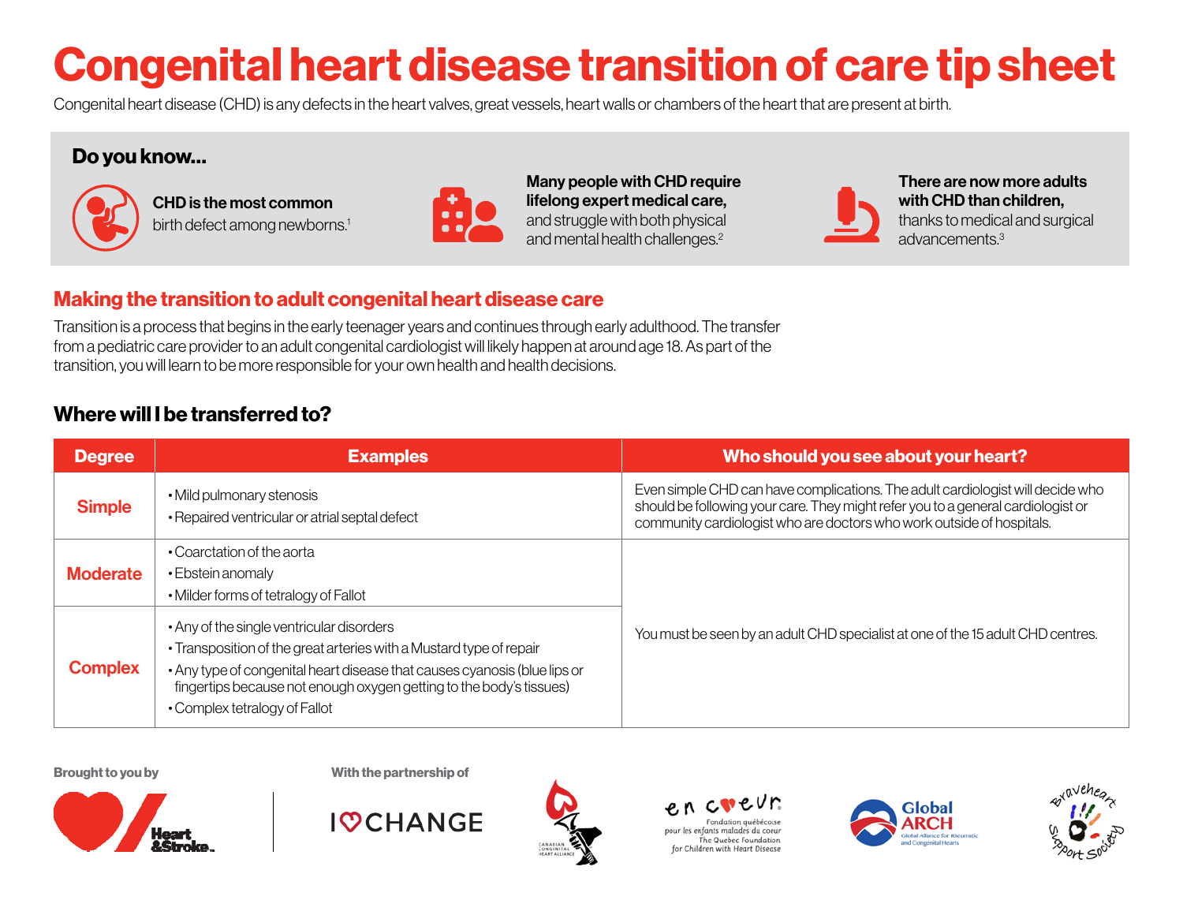# Congenital heart disease transition of care tip sheet

Congenital heart disease (CHD) is any defects in the heart valves, great vessels, heart walls or chambers of the heart that are present at birth.

## Do you know...

**CHD is the most common** birth defect among newborns.[1]

**Many people with CHD require lifelong expert medical care,** and struggle with both physical and mental health challenges.[2]

**There are now more adults with CHD than children,** thanks to medical and surgical advancements.[3]

## Making the transition to adult congenital heart disease care

Transition is a process that begins in the early teenager years and continues through early adulthood. The transfer from a pediatric care provider to an adult congenital cardiologist will likely happen at around age 18. As part of the transition, you will learn to be more responsible for your own health and health decisions.

### Where will I be transferred to?

| Degree | Examples | Who should you see about your heart? |
|---|---|---|
| **Simple** | • Mild pulmonary stenosis<br>• Repaired ventricular or atrial septal defect | Even simple CHD can have complications. The adult cardiologist will decide who should be following your care. They might refer you to a general cardiologist or community cardiologist who are doctors who work outside of hospitals. |
| **Moderate** | • Coarctation of the aorta<br>• Ebstein anomaly<br>• Milder forms of tetralogy of Fallot | You must be seen by an adult CHD specialist at one of the 15 adult CHD centres. |
| **Complex** | • Any of the single ventricular disorders<br>• Transposition of the great arteries with a Mustard type of repair<br>• Any type of congenital heart disease that causes cyanosis (blue lips or fingertips because not enough oxygen getting to the body's tissues)<br>• Complex tetralogy of Fallot | |

Brought to you by Heart & Stroke

With the partnership of I ♡ CHANGE, Canadian Congenital Heart Alliance, En Cœur – Fondation québécoise pour les enfants malades du coeur / The Quebec Foundation for Children with Heart Disease, Global ARCH – Global Alliance for Rheumatic and Congenital Hearts, Braveheart Support Society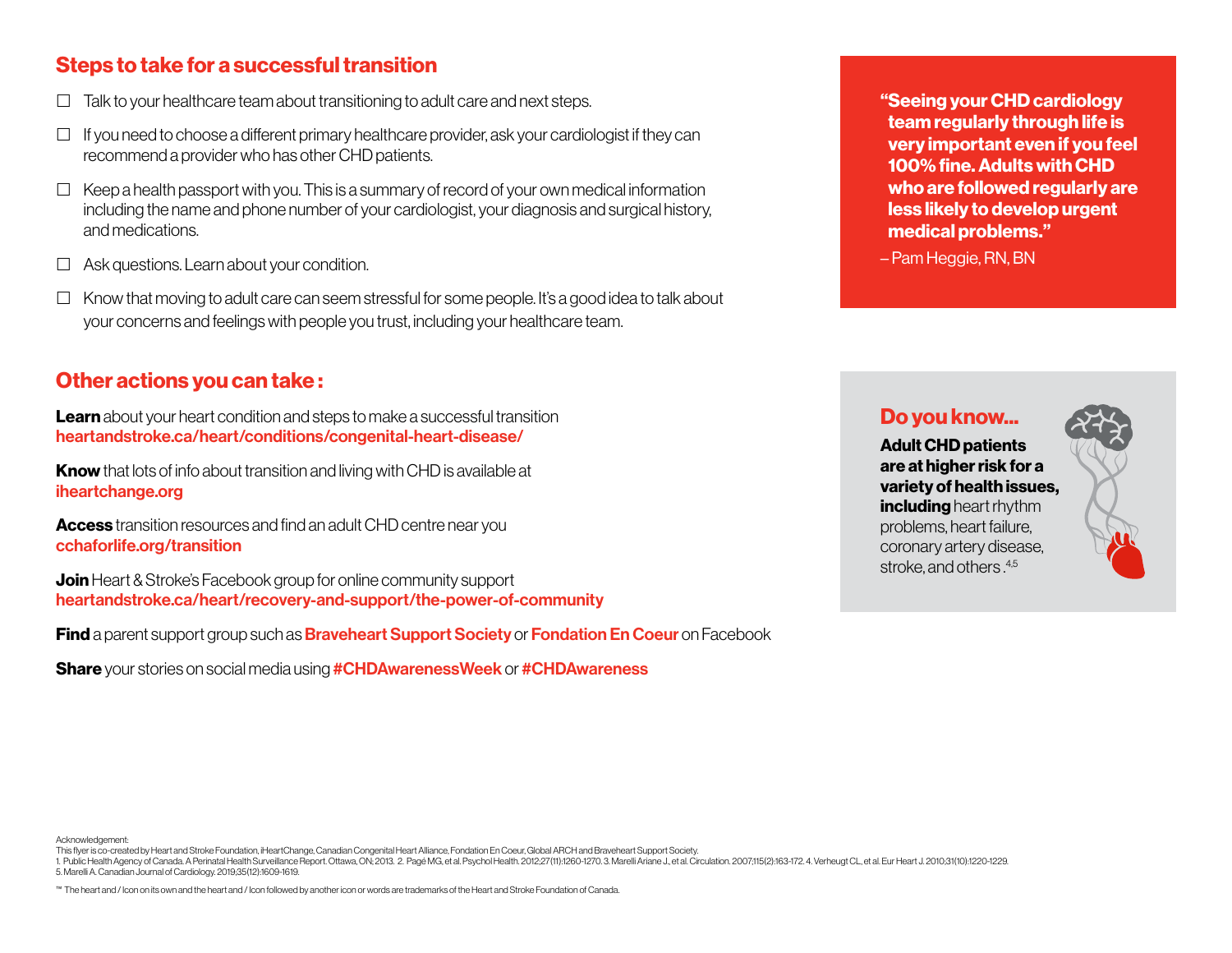## Steps to take for a successful transition

- ☐ Talk to your healthcare team about transitioning to adult care and next steps.
- ☐ If you need to choose a different primary healthcare provider, ask your cardiologist if they can recommend a provider who has other CHD patients.
- ☐ Keep a health passport with you. This is a summary of record of your own medical information including the name and phone number of your cardiologist, your diagnosis and surgical history, and medications.
- ☐ Ask questions. Learn about your condition.
- ☐ Know that moving to adult care can seem stressful for some people. It's a good idea to talk about your concerns and feelings with people you trust, including your healthcare team.

## Other actions you can take :

**Learn** about your heart condition and steps to make a successful transition
**heartandstroke.ca/heart/conditions/congenital-heart-disease/**

**Know** that lots of info about transition and living with CHD is available at
**iheartchange.org**

**Access** transition resources and find an adult CHD centre near you
**cchaforlife.org/transition**

**Join** Heart & Stroke's Facebook group for online community support
**heartandstroke.ca/heart/recovery-and-support/the-power-of-community**

**Find** a parent support group such as **Braveheart Support Society** or **Fondation En Coeur** on Facebook

**Share** your stories on social media using **#CHDAwarenessWeek** or **#CHDAwareness**

> **"Seeing your CHD cardiology team regularly through life is very important even if you feel 100% fine. Adults with CHD who are followed regularly are less likely to develop urgent medical problems."**
>
> – Pam Heggie, RN, BN

### Do you know...

**Adult CHD patients are at higher risk for a variety of health issues, including** heart rhythm problems, heart failure, coronary artery disease, stroke, and others.[4,5]

Acknowledgement:
This flyer is co-created by Heart and Stroke Foundation, iHeartChange, Canadian Congenital Heart Alliance, Fondation En Coeur, Global ARCH and Braveheart Support Society.
1. Public Health Agency of Canada. A Perinatal Health Surveillance Report. Ottawa, ON; 2013. 2. Pagé MG, et al. Psychol Health. 2012;27(11):1260-1270. 3. Marelli Ariane J., et al. Circulation. 2007;115(2):163-172. 4. Verheugt CL, et al. Eur Heart J. 2010;31(10):1220-1229.
5. Marelli A. Canadian Journal of Cardiology. 2019;35(12):1609-1619.

™ The heart and / Icon on its own and the heart and / Icon followed by another icon or words are trademarks of the Heart and Stroke Foundation of Canada.